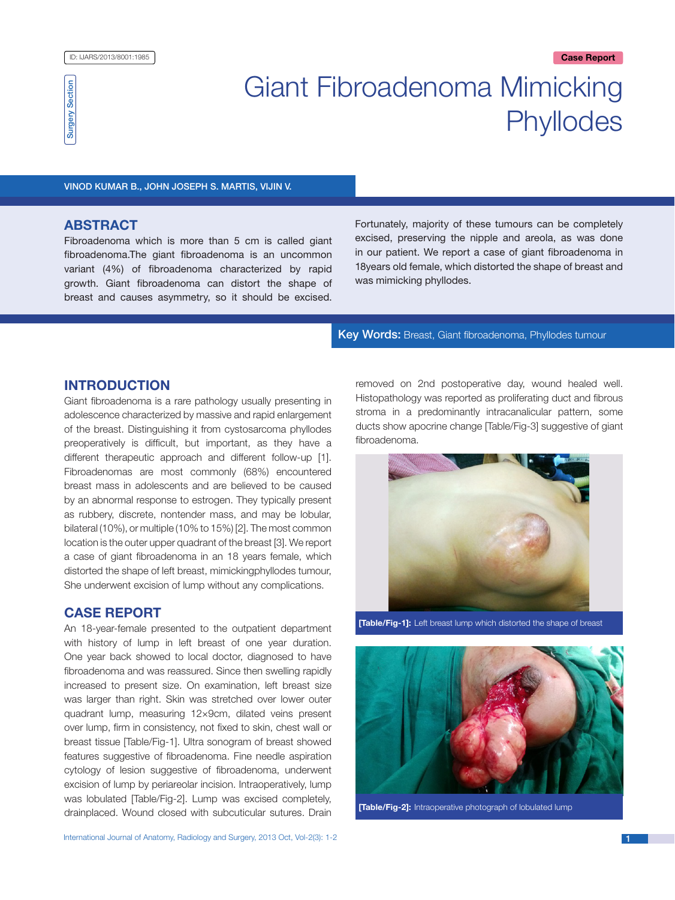Surgery Section

Case Report

# Giant Fibroadenoma Mimicking Phyllodes

VINOD KUMAR B., JOHN JOSEPH S. MARTIS, VIJIN V.

## ABSTRACT

Fibroadenoma which is more than 5 cm is called giant fibroadenoma.The giant fibroadenoma is an uncommon variant (4%) of fibroadenoma characterized by rapid growth. Giant fibroadenoma can distort the shape of breast and causes asymmetry, so it should be excised. Fortunately, majority of these tumours can be completely excised, preserving the nipple and areola, as was done in our patient. We report a case of giant fibroadenoma in 18years old female, which distorted the shape of breast and was mimicking phyllodes.

**Key Words:** Breast, Giant fibroadenoma, Phyllodes tumour

## INTRODUCTION

Giant fibroadenoma is a rare pathology usually presenting in adolescence characterized by massive and rapid enlargement of the breast. Distinguishing it from cystosarcoma phyllodes preoperatively is difficult, but important, as they have a different therapeutic approach and different follow-up [1]. Fibroadenomas are most commonly (68%) encountered breast mass in adolescents and are believed to be caused by an abnormal response to estrogen. They typically present as rubbery, discrete, nontender mass, and may be lobular, bilateral (10%), or multiple (10% to 15%) [2]. The most common location is the outer upper quadrant of the breast [3]. We report a case of giant fibroadenoma in an 18 years female, which distorted the shape of left breast, mimickingphyllodes tumour, She underwent excision of lump without any complications.

## CASE REPORT

An 18-year-female presented to the outpatient department with history of lump in left breast of one year duration. One year back showed to local doctor, diagnosed to have fibroadenoma and was reassured. Since then swelling rapidly increased to present size. On examination, left breast size was larger than right. Skin was stretched over lower outer quadrant lump, measuring 12×9cm, dilated veins present over lump, firm in consistency, not fixed to skin, chest wall or breast tissue [Table/Fig-1]. Ultra sonogram of breast showed features suggestive of fibroadenoma. Fine needle aspiration cytology of lesion suggestive of fibroadenoma, underwent excision of lump by periareolar incision. Intraoperatively, lump was lobulated [Table/Fig-2]. Lump was excised completely, drainplaced. Wound closed with subcuticular sutures. Drain removed on 2nd postoperative day, wound healed well. Histopathology was reported as proliferating duct and fibrous stroma in a predominantly intracanalicular pattern, some ducts show apocrine change [Table/Fig-3] suggestive of giant fibroadenoma.

**[Table/Fig-1]:** Left breast lump which distorted the shape of breast

**[Table/Fig-2]:** Intraoperative photograph of lobulated lump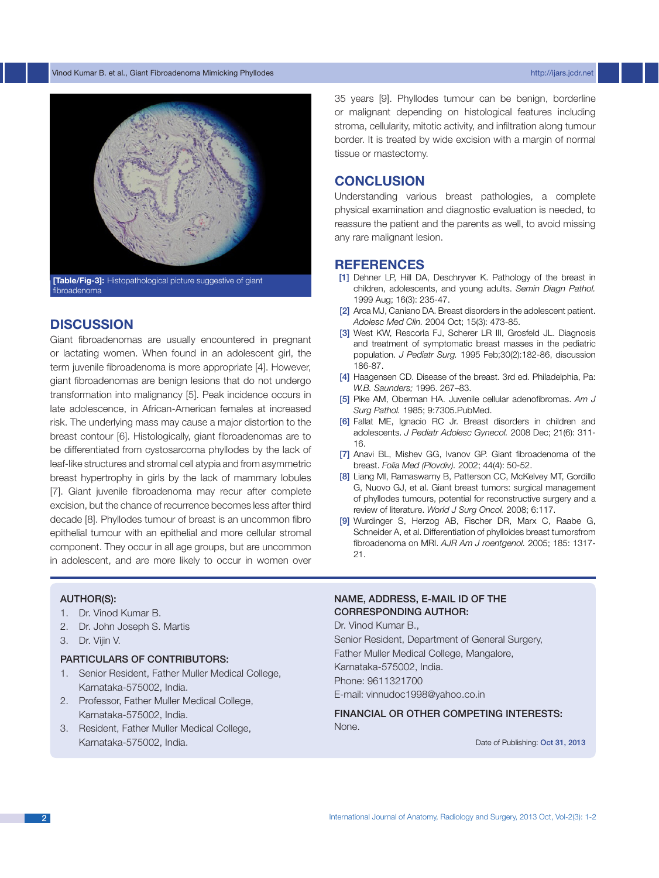[Table/Fig-3]: Histopathological picture suggestive of giant fibroadenoma

## DISCUSSION

Giant fibroadenomas are usually encountered in pregnant or lactating women. When found in an adolescent girl, the term juvenile fibroadenoma is more appropriate [4]. However, giant fibroadenomas are benign lesions that do not undergo transformation into malignancy [5]. Peak incidence occurs in late adolescence, in African-American females at increased risk. The underlying mass may cause a major distortion to the breast contour [6]. Histologically, giant fibroadenomas are to be differentiated from cystosarcoma phyllodes by the lack of leaf-like structures and stromal cell atypia and from asymmetric breast hypertrophy in girls by the lack of mammary lobules [7]. Giant juvenile fibroadenoma may recur after complete excision, but the chance of recurrence becomes less after third decade [8]. Phyllodes tumour of breast is an uncommon fibro epithelial tumour with an epithelial and more cellular stromal component. They occur in all age groups, but are uncommon in adolescent, and are more likely to occur in women over 35 years [9]. Phyllodes tumour can be benign, borderline or malignant depending on histological features including stroma, cellularity, mitotic activity, and infiltration along tumour border. It is treated by wide excision with a margin of normal tissue or mastectomy.

## CONCLUSION

Understanding various breast pathologies, a complete physical examination and diagnostic evaluation is needed, to reassure the patient and the parents as well, to avoid missing any rare malignant lesion.

## REFERENCES

[1] Dehner LP, Hill DA, Deschryver K. Pathology of the breast in children, adolescents, and young adults. *Semin Diagn Pathol.* 1999 Aug; 16(3): 235-47.
[2] Arca MJ, Caniano DA. Breast disorders in the adolescent patient. *Adolesc Med Clin.* 2004 Oct; 15(3): 473-85.
[3] West KW, Rescorla FJ, Scherer LR III, Grosfeld JL. Diagnosis and treatment of symptomatic breast masses in the pediatric population. *J Pediatr Surg.* 1995 Feb;30(2):182-86, discussion 186-87.
[4] Haagensen CD. Disease of the breast. 3rd ed. Philadelphia, Pa: *W.B. Saunders;* 1996. 267–83.
[5] Pike AM, Oberman HA. Juvenile cellular adenofibromas. *Am J Surg Pathol.* 1985; 9:7305.PubMed.
[6] Fallat ME, Ignacio RC Jr. Breast disorders in children and adolescents. *J Pediatr Adolesc Gynecol.* 2008 Dec; 21(6): 311-16.
[7] Anavi BL, Mishev GG, Ivanov GP. Giant fibroadenoma of the breast. *Folia Med (Plovdiv).* 2002; 44(4): 50-52.
[8] Liang MI, Ramaswamy B, Patterson CC, McKelvey MT, Gordillo G, Nuovo GJ, et al. Giant breast tumors: surgical management of phyllodes tumours, potential for reconstructive surgery and a review of literature. *World J Surg Oncol.* 2008; 6:117.
[9] Wurdinger S, Herzog AB, Fischer DR, Marx C, Raabe G, Schneider A, et al. Differentiation of phylloides breast tumorsfrom fibroadenoma on MRI. *AJR Am J roentgenol.* 2005; 185: 1317-21.

**AUTHOR(S):**
1. Dr. Vinod Kumar B.
2. Dr. John Joseph S. Martis
3. Dr. Vijin V.

**PARTICULARS OF CONTRIBUTORS:**
1. Senior Resident, Father Muller Medical College, Karnataka-575002, India.
2. Professor, Father Muller Medical College, Karnataka-575002, India.
3. Resident, Father Muller Medical College, Karnataka-575002, India.

**NAME, ADDRESS, E-MAIL ID OF THE CORRESPONDING AUTHOR:**
Dr. Vinod Kumar B.,
Senior Resident, Department of General Surgery,
Father Muller Medical College, Mangalore,
Karnataka-575002, India.
Phone: 9611321700
E-mail: vinnudoc1998@yahoo.co.in

**FINANCIAL OR OTHER COMPETING INTERESTS:**
None.

Date of Publishing: Oct 31, 2013